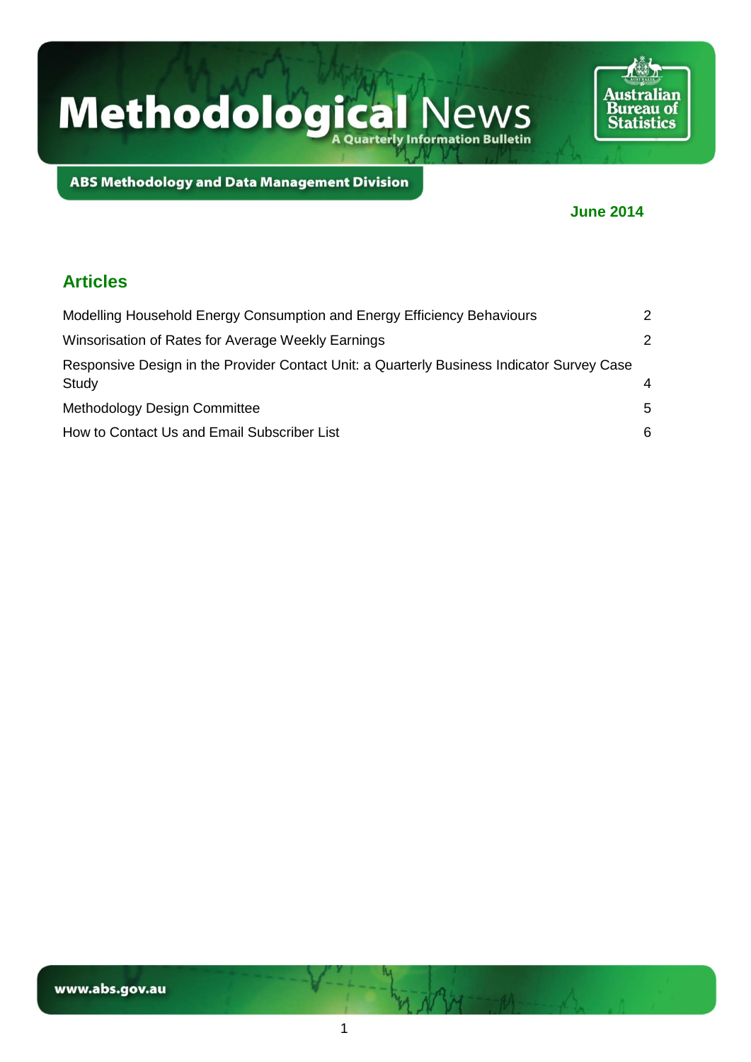# Methodological News

A Quarterly Information Bulletin

Australian Bureau of Statistics

ABS Methodology and Data Management Division

**June 2014**

## Articles

| | |
|---|---|
| Modelling Household Energy Consumption and Energy Efficiency Behaviours | 2 |
| Winsorisation of Rates for Average Weekly Earnings | 2 |
| Responsive Design in the Provider Contact Unit: a Quarterly Business Indicator Survey Case Study | 4 |
| Methodology Design Committee | 5 |
| How to Contact Us and Email Subscriber List | 6 |

www.abs.gov.au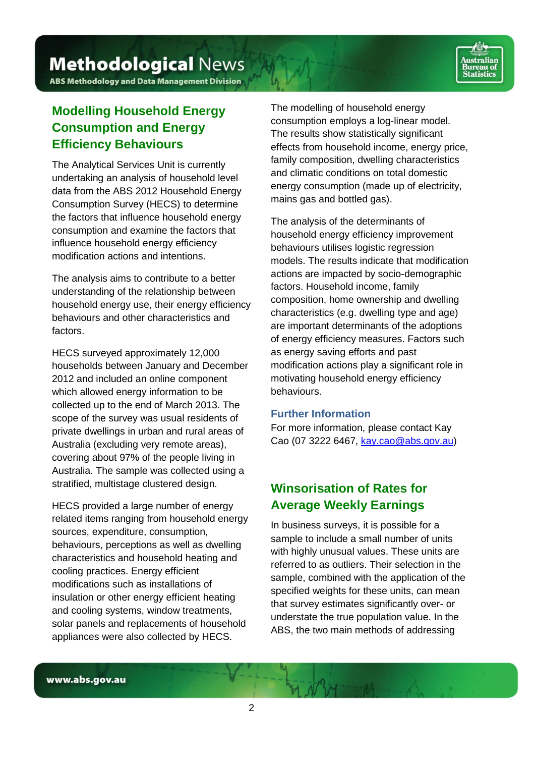## Modelling Household Energy Consumption and Energy Efficiency Behaviours

The Analytical Services Unit is currently undertaking an analysis of household level data from the ABS 2012 Household Energy Consumption Survey (HECS) to determine the factors that influence household energy consumption and examine the factors that influence household energy efficiency modification actions and intentions.

The analysis aims to contribute to a better understanding of the relationship between household energy use, their energy efficiency behaviours and other characteristics and factors.

HECS surveyed approximately 12,000 households between January and December 2012 and included an online component which allowed energy information to be collected up to the end of March 2013. The scope of the survey was usual residents of private dwellings in urban and rural areas of Australia (excluding very remote areas), covering about 97% of the people living in Australia. The sample was collected using a stratified, multistage clustered design.

HECS provided a large number of energy related items ranging from household energy sources, expenditure, consumption, behaviours, perceptions as well as dwelling characteristics and household heating and cooling practices. Energy efficient modifications such as installations of insulation or other energy efficient heating and cooling systems, window treatments, solar panels and replacements of household appliances were also collected by HECS.

The modelling of household energy consumption employs a log-linear model. The results show statistically significant effects from household income, energy price, family composition, dwelling characteristics and climatic conditions on total domestic energy consumption (made up of electricity, mains gas and bottled gas).

The analysis of the determinants of household energy efficiency improvement behaviours utilises logistic regression models. The results indicate that modification actions are impacted by socio-demographic factors. Household income, family composition, home ownership and dwelling characteristics (e.g. dwelling type and age) are important determinants of the adoptions of energy efficiency measures. Factors such as energy saving efforts and past modification actions play a significant role in motivating household energy efficiency behaviours.

### Further Information

For more information, please contact Kay Cao (07 3222 6467, kay.cao@abs.gov.au)

## Winsorisation of Rates for Average Weekly Earnings

In business surveys, it is possible for a sample to include a small number of units with highly unusual values. These units are referred to as outliers. Their selection in the sample, combined with the application of the specified weights for these units, can mean that survey estimates significantly over- or understate the true population value. In the ABS, the two main methods of addressing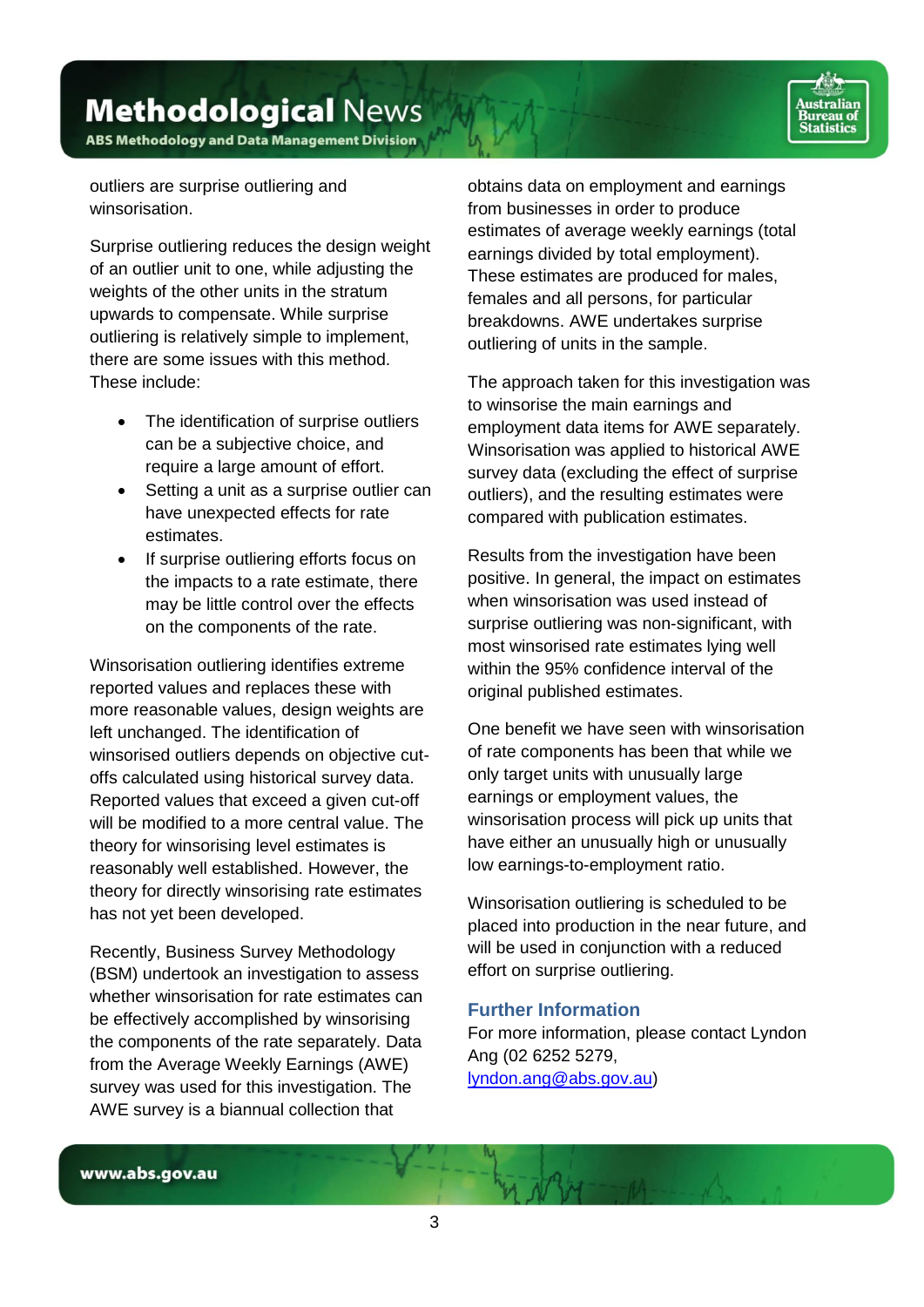outliers are surprise outliering and winsorisation.

Surprise outliering reduces the design weight of an outlier unit to one, while adjusting the weights of the other units in the stratum upwards to compensate. While surprise outliering is relatively simple to implement, there are some issues with this method. These include:

- The identification of surprise outliers can be a subjective choice, and require a large amount of effort.
- Setting a unit as a surprise outlier can have unexpected effects for rate estimates.
- If surprise outliering efforts focus on the impacts to a rate estimate, there may be little control over the effects on the components of the rate.

Winsorisation outliering identifies extreme reported values and replaces these with more reasonable values, design weights are left unchanged. The identification of winsorised outliers depends on objective cut-offs calculated using historical survey data. Reported values that exceed a given cut-off will be modified to a more central value. The theory for winsorising level estimates is reasonably well established. However, the theory for directly winsorising rate estimates has not yet been developed.

Recently, Business Survey Methodology (BSM) undertook an investigation to assess whether winsorisation for rate estimates can be effectively accomplished by winsorising the components of the rate separately. Data from the Average Weekly Earnings (AWE) survey was used for this investigation. The AWE survey is a biannual collection that obtains data on employment and earnings from businesses in order to produce estimates of average weekly earnings (total earnings divided by total employment). These estimates are produced for males, females and all persons, for particular breakdowns. AWE undertakes surprise outliering of units in the sample.

The approach taken for this investigation was to winsorise the main earnings and employment data items for AWE separately. Winsorisation was applied to historical AWE survey data (excluding the effect of surprise outliers), and the resulting estimates were compared with publication estimates.

Results from the investigation have been positive. In general, the impact on estimates when winsorisation was used instead of surprise outliering was non-significant, with most winsorised rate estimates lying well within the 95% confidence interval of the original published estimates.

One benefit we have seen with winsorisation of rate components has been that while we only target units with unusually large earnings or employment values, the winsorisation process will pick up units that have either an unusually high or unusually low earnings-to-employment ratio.

Winsorisation outliering is scheduled to be placed into production in the near future, and will be used in conjunction with a reduced effort on surprise outliering.

### Further Information

For more information, please contact Lyndon Ang (02 6252 5279, lyndon.ang@abs.gov.au)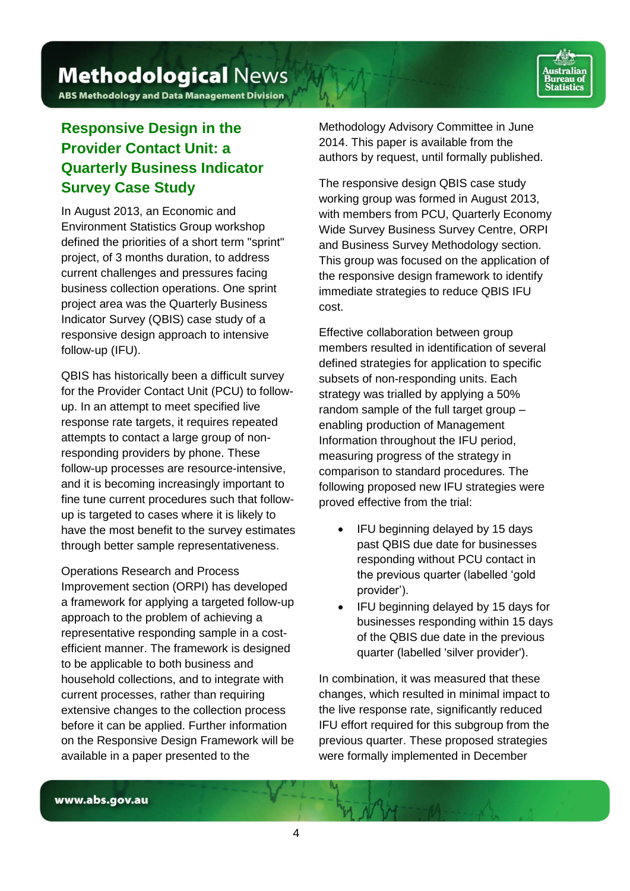## Responsive Design in the Provider Contact Unit: a Quarterly Business Indicator Survey Case Study

In August 2013, an Economic and Environment Statistics Group workshop defined the priorities of a short term "sprint" project, of 3 months duration, to address current challenges and pressures facing business collection operations. One sprint project area was the Quarterly Business Indicator Survey (QBIS) case study of a responsive design approach to intensive follow-up (IFU).

QBIS has historically been a difficult survey for the Provider Contact Unit (PCU) to follow-up. In an attempt to meet specified live response rate targets, it requires repeated attempts to contact a large group of non-responding providers by phone. These follow-up processes are resource-intensive, and it is becoming increasingly important to fine tune current procedures such that follow-up is targeted to cases where it is likely to have the most benefit to the survey estimates through better sample representativeness.

Operations Research and Process Improvement section (ORPI) has developed a framework for applying a targeted follow-up approach to the problem of achieving a representative responding sample in a cost-efficient manner. The framework is designed to be applicable to both business and household collections, and to integrate with current processes, rather than requiring extensive changes to the collection process before it can be applied. Further information on the Responsive Design Framework will be available in a paper presented to the Methodology Advisory Committee in June 2014. This paper is available from the authors by request, until formally published.

The responsive design QBIS case study working group was formed in August 2013, with members from PCU, Quarterly Economy Wide Survey Business Survey Centre, ORPI and Business Survey Methodology section. This group was focused on the application of the responsive design framework to identify immediate strategies to reduce QBIS IFU cost.

Effective collaboration between group members resulted in identification of several defined strategies for application to specific subsets of non-responding units. Each strategy was trialled by applying a 50% random sample of the full target group – enabling production of Management Information throughout the IFU period, measuring progress of the strategy in comparison to standard procedures. The following proposed new IFU strategies were proved effective from the trial:

- IFU beginning delayed by 15 days past QBIS due date for businesses responding without PCU contact in the previous quarter (labelled 'gold provider').
- IFU beginning delayed by 15 days for businesses responding within 15 days of the QBIS due date in the previous quarter (labelled 'silver provider').

In combination, it was measured that these changes, which resulted in minimal impact to the live response rate, significantly reduced IFU effort required for this subgroup from the previous quarter. These proposed strategies were formally implemented in December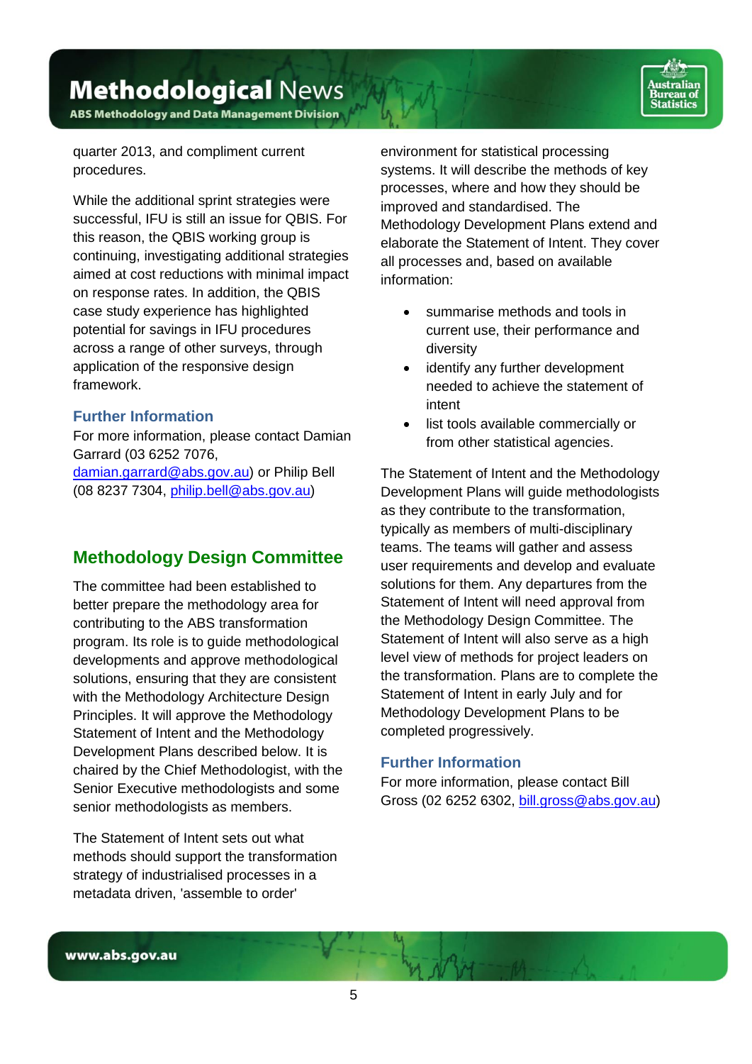quarter 2013, and compliment current procedures.

While the additional sprint strategies were successful, IFU is still an issue for QBIS. For this reason, the QBIS working group is continuing, investigating additional strategies aimed at cost reductions with minimal impact on response rates. In addition, the QBIS case study experience has highlighted potential for savings in IFU procedures across a range of other surveys, through application of the responsive design framework.

### Further Information

For more information, please contact Damian Garrard (03 6252 7076, damian.garrard@abs.gov.au) or Philip Bell (08 8237 7304, philip.bell@abs.gov.au)

## Methodology Design Committee

The committee had been established to better prepare the methodology area for contributing to the ABS transformation program. Its role is to guide methodological developments and approve methodological solutions, ensuring that they are consistent with the Methodology Architecture Design Principles. It will approve the Methodology Statement of Intent and the Methodology Development Plans described below. It is chaired by the Chief Methodologist, with the Senior Executive methodologists and some senior methodologists as members.

The Statement of Intent sets out what methods should support the transformation strategy of industrialised processes in a metadata driven, 'assemble to order' environment for statistical processing systems. It will describe the methods of key processes, where and how they should be improved and standardised. The Methodology Development Plans extend and elaborate the Statement of Intent. They cover all processes and, based on available information:

- summarise methods and tools in current use, their performance and diversity
- identify any further development needed to achieve the statement of intent
- list tools available commercially or from other statistical agencies.

The Statement of Intent and the Methodology Development Plans will guide methodologists as they contribute to the transformation, typically as members of multi-disciplinary teams. The teams will gather and assess user requirements and develop and evaluate solutions for them. Any departures from the Statement of Intent will need approval from the Methodology Design Committee. The Statement of Intent will also serve as a high level view of methods for project leaders on the transformation. Plans are to complete the Statement of Intent in early July and for Methodology Development Plans to be completed progressively.

### Further Information

For more information, please contact Bill Gross (02 6252 6302, bill.gross@abs.gov.au)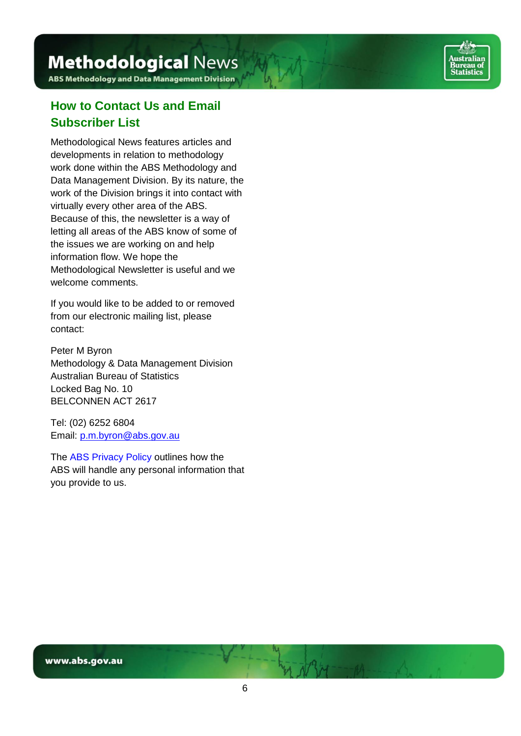## How to Contact Us and Email Subscriber List

Methodological News features articles and developments in relation to methodology work done within the ABS Methodology and Data Management Division. By its nature, the work of the Division brings it into contact with virtually every other area of the ABS. Because of this, the newsletter is a way of letting all areas of the ABS know of some of the issues we are working on and help information flow. We hope the Methodological Newsletter is useful and we welcome comments.

If you would like to be added to or removed from our electronic mailing list, please contact:

Peter M Byron
Methodology & Data Management Division
Australian Bureau of Statistics
Locked Bag No. 10
BELCONNEN ACT 2617

Tel: (02) 6252 6804
Email: p.m.byron@abs.gov.au

The ABS Privacy Policy outlines how the ABS will handle any personal information that you provide to us.